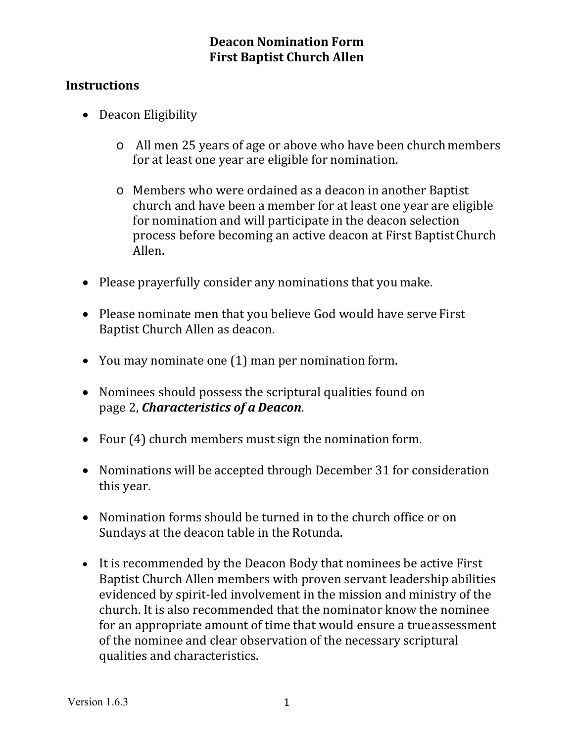# Deacon Nomination Form
# First Baptist Church Allen

## Instructions

- Deacon Eligibility
  - All men 25 years of age or above who have been church members for at least one year are eligible for nomination.
  - Members who were ordained as a deacon in another Baptist church and have been a member for at least one year are eligible for nomination and will participate in the deacon selection process before becoming an active deacon at First Baptist Church Allen.
- Please prayerfully consider any nominations that you make.
- Please nominate men that you believe God would have serve First Baptist Church Allen as deacon.
- You may nominate one (1) man per nomination form.
- Nominees should possess the scriptural qualities found on page 2, ***Characteristics of a Deacon***.
- Four (4) church members must sign the nomination form.
- Nominations will be accepted through December 31 for consideration this year.
- Nomination forms should be turned in to the church office or on Sundays at the deacon table in the Rotunda.
- It is recommended by the Deacon Body that nominees be active First Baptist Church Allen members with proven servant leadership abilities evidenced by spirit-led involvement in the mission and ministry of the church. It is also recommended that the nominator know the nominee for an appropriate amount of time that would ensure a true assessment of the nominee and clear observation of the necessary scriptural qualities and characteristics.

Version 1.6.3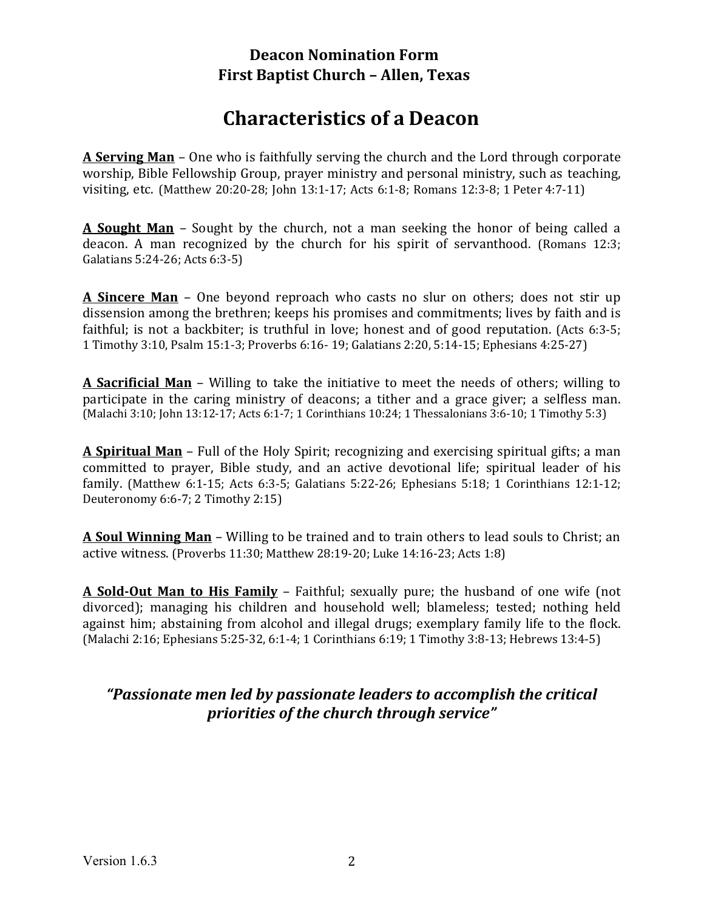**Deacon Nomination Form**
**First Baptist Church – Allen, Texas**

# Characteristics of a Deacon

**<u>A Serving Man</u>** – One who is faithfully serving the church and the Lord through corporate worship, Bible Fellowship Group, prayer ministry and personal ministry, such as teaching, visiting, etc. (Matthew 20:20-28; John 13:1-17; Acts 6:1-8; Romans 12:3-8; 1 Peter 4:7-11)

**<u>A Sought Man</u>** – Sought by the church, not a man seeking the honor of being called a deacon. A man recognized by the church for his spirit of servanthood. (Romans 12:3; Galatians 5:24-26; Acts 6:3-5)

**<u>A Sincere Man</u>** – One beyond reproach who casts no slur on others; does not stir up dissension among the brethren; keeps his promises and commitments; lives by faith and is faithful; is not a backbiter; is truthful in love; honest and of good reputation. (Acts 6:3-5; 1 Timothy 3:10, Psalm 15:1-3; Proverbs 6:16- 19; Galatians 2:20, 5:14-15; Ephesians 4:25-27)

**<u>A Sacrificial Man</u>** – Willing to take the initiative to meet the needs of others; willing to participate in the caring ministry of deacons; a tither and a grace giver; a selfless man. (Malachi 3:10; John 13:12-17; Acts 6:1-7; 1 Corinthians 10:24; 1 Thessalonians 3:6-10; 1 Timothy 5:3)

**<u>A Spiritual Man</u>** – Full of the Holy Spirit; recognizing and exercising spiritual gifts; a man committed to prayer, Bible study, and an active devotional life; spiritual leader of his family. (Matthew 6:1-15; Acts 6:3-5; Galatians 5:22-26; Ephesians 5:18; 1 Corinthians 12:1-12; Deuteronomy 6:6-7; 2 Timothy 2:15)

**<u>A Soul Winning Man</u>** – Willing to be trained and to train others to lead souls to Christ; an active witness. (Proverbs 11:30; Matthew 28:19-20; Luke 14:16-23; Acts 1:8)

**<u>A Sold-Out Man to His Family</u>** – Faithful; sexually pure; the husband of one wife (not divorced); managing his children and household well; blameless; tested; nothing held against him; abstaining from alcohol and illegal drugs; exemplary family life to the flock. (Malachi 2:16; Ephesians 5:25-32, 6:1-4; 1 Corinthians 6:19; 1 Timothy 3:8-13; Hebrews 13:4-5)

***"Passionate men led by passionate leaders to accomplish the critical priorities of the church through service"***

Version 1.6.3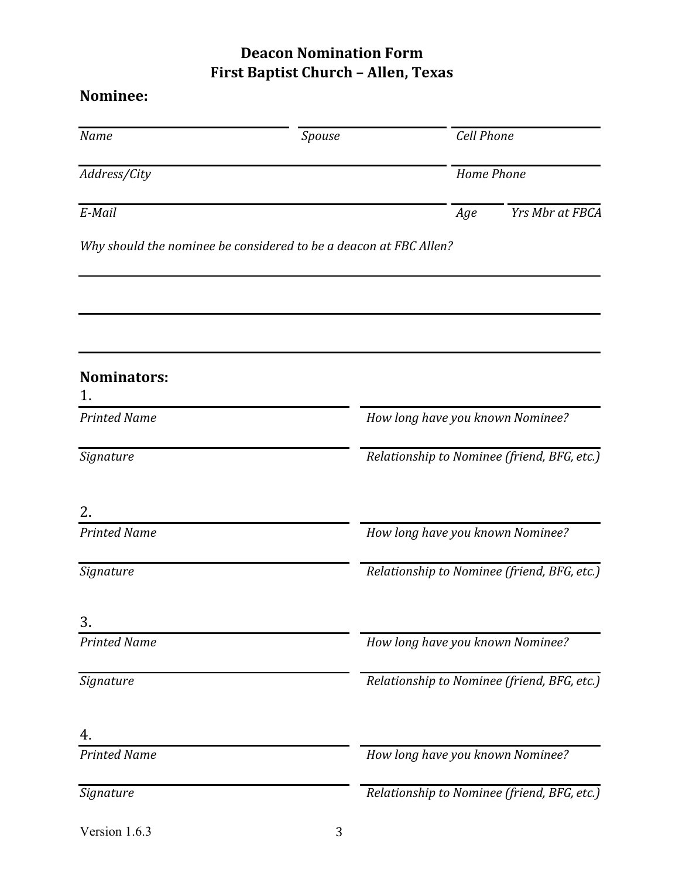# Deacon Nomination Form
## First Baptist Church – Allen, Texas

### Nominee:

| | | |
|---|---|---|
| *Name* | *Spouse* | *Cell Phone* |
| *Address/City* | | *Home Phone* |
| *E-Mail* | | *Age* / *Yrs Mbr at FBCA* |

*Why should the nominee be considered to be a deacon at FBC Allen?*

\_\_\_\_\_\_\_\_\_\_\_\_\_\_\_\_\_\_\_\_\_\_\_\_\_\_\_\_\_\_\_\_\_\_\_\_\_\_\_\_\_\_\_\_\_\_\_\_

\_\_\_\_\_\_\_\_\_\_\_\_\_\_\_\_\_\_\_\_\_\_\_\_\_\_\_\_\_\_\_\_\_\_\_\_\_\_\_\_\_\_\_\_\_\_\_\_

\_\_\_\_\_\_\_\_\_\_\_\_\_\_\_\_\_\_\_\_\_\_\_\_\_\_\_\_\_\_\_\_\_\_\_\_\_\_\_\_\_\_\_\_\_\_\_\_

### Nominators:

1.

| | |
|---|---|
| *Printed Name* | *How long have you known Nominee?* |
| *Signature* | *Relationship to Nominee (friend, BFG, etc.)* |

2.

| | |
|---|---|
| *Printed Name* | *How long have you known Nominee?* |
| *Signature* | *Relationship to Nominee (friend, BFG, etc.)* |

3.

| | |
|---|---|
| *Printed Name* | *How long have you known Nominee?* |
| *Signature* | *Relationship to Nominee (friend, BFG, etc.)* |

4.

| | |
|---|---|
| *Printed Name* | *How long have you known Nominee?* |
| *Signature* | *Relationship to Nominee (friend, BFG, etc.)* |

Version 1.6.3